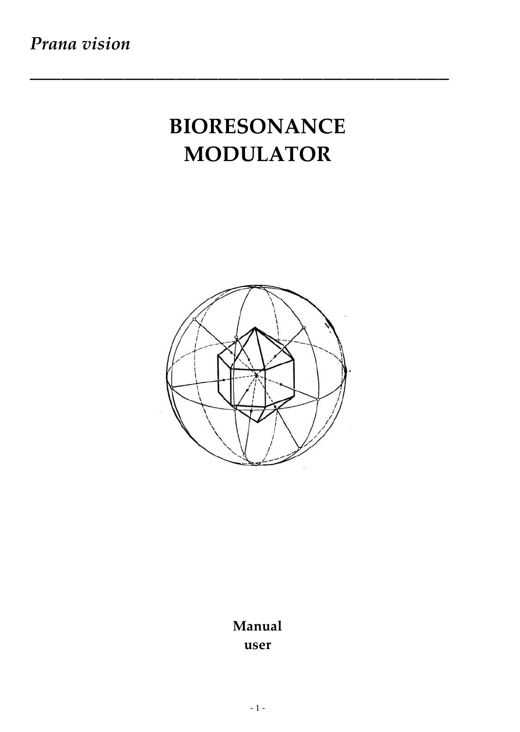*Prana vision*

---

# BIORESONANCE MODULATOR

**Manual**
**user**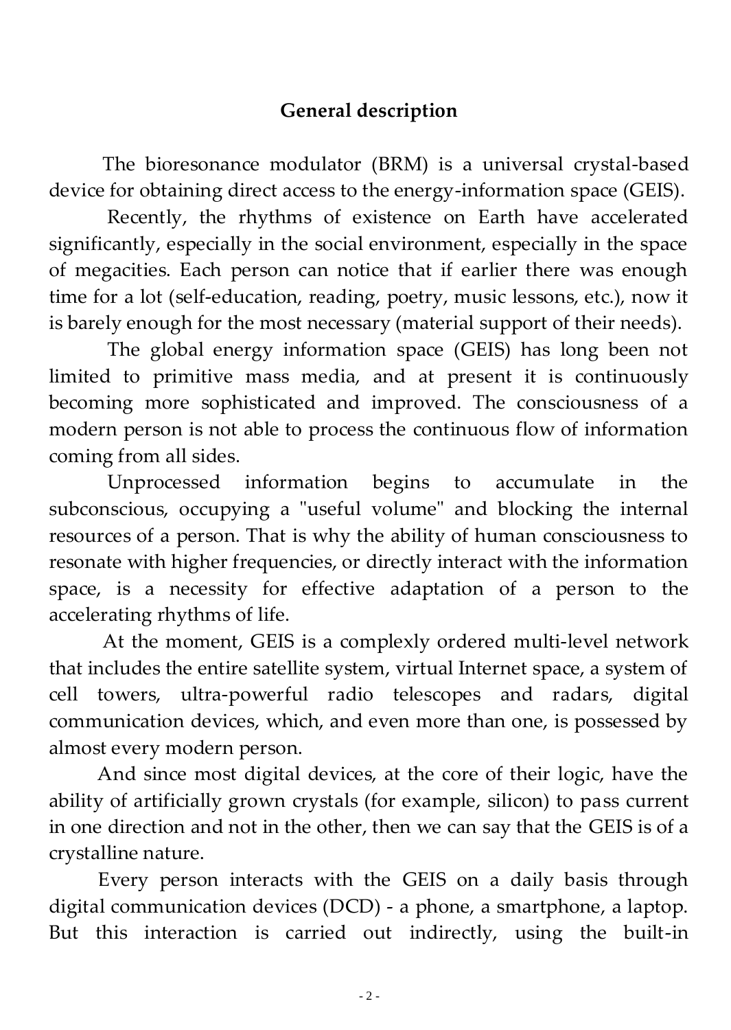## General description

The bioresonance modulator (BRM) is a universal crystal-based device for obtaining direct access to the energy-information space (GEIS).

Recently, the rhythms of existence on Earth have accelerated significantly, especially in the social environment, especially in the space of megacities. Each person can notice that if earlier there was enough time for a lot (self-education, reading, poetry, music lessons, etc.), now it is barely enough for the most necessary (material support of their needs).

The global energy information space (GEIS) has long been not limited to primitive mass media, and at present it is continuously becoming more sophisticated and improved. The consciousness of a modern person is not able to process the continuous flow of information coming from all sides.

Unprocessed information begins to accumulate in the subconscious, occupying a "useful volume" and blocking the internal resources of a person. That is why the ability of human consciousness to resonate with higher frequencies, or directly interact with the information space, is a necessity for effective adaptation of a person to the accelerating rhythms of life.

At the moment, GEIS is a complexly ordered multi-level network that includes the entire satellite system, virtual Internet space, a system of cell towers, ultra-powerful radio telescopes and radars, digital communication devices, which, and even more than one, is possessed by almost every modern person.

And since most digital devices, at the core of their logic, have the ability of artificially grown crystals (for example, silicon) to pass current in one direction and not in the other, then we can say that the GEIS is of a crystalline nature.

Every person interacts with the GEIS on a daily basis through digital communication devices (DCD) - a phone, a smartphone, a laptop. But this interaction is carried out indirectly, using the built-in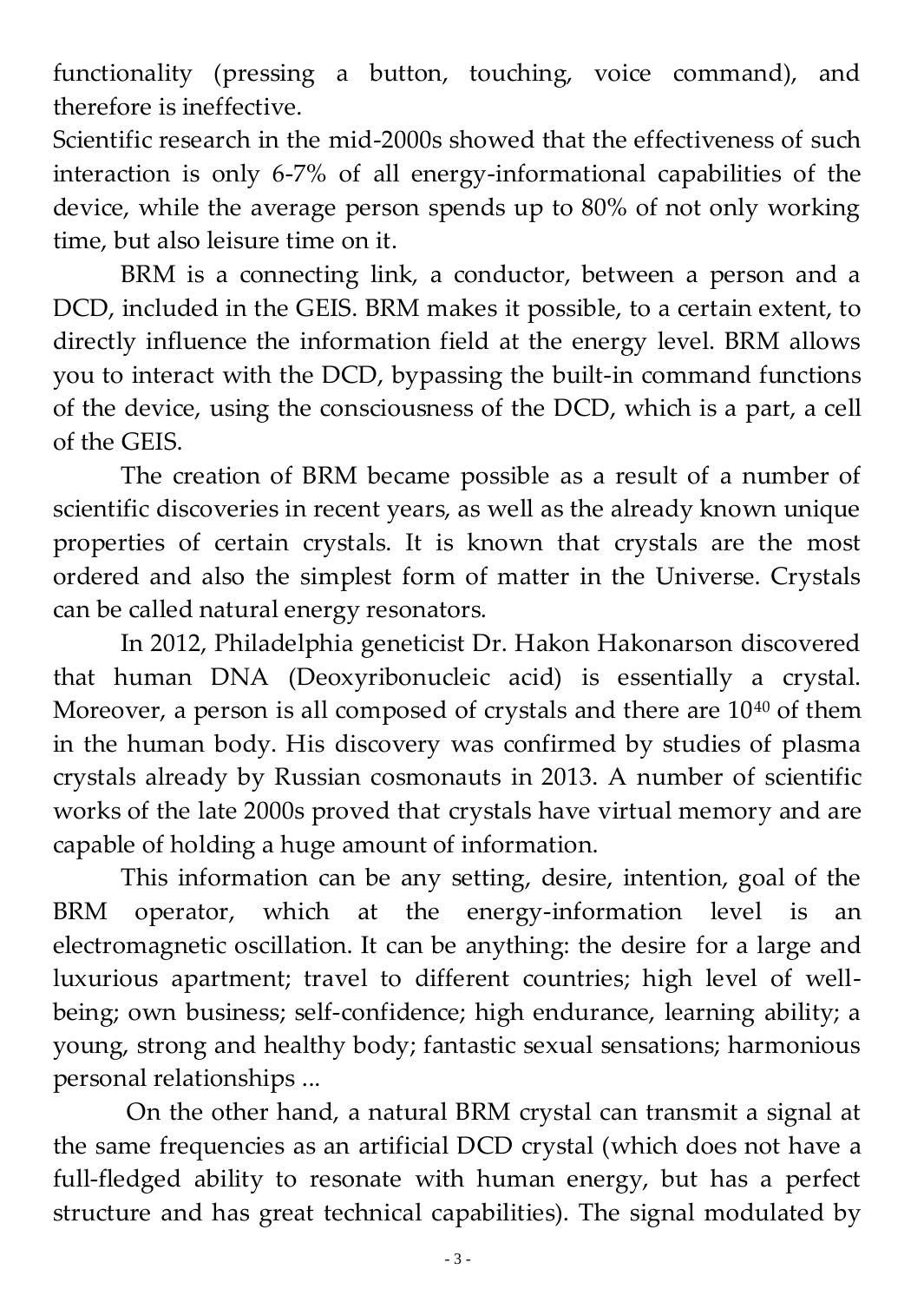functionality (pressing a button, touching, voice command), and therefore is ineffective.
Scientific research in the mid-2000s showed that the effectiveness of such interaction is only 6-7% of all energy-informational capabilities of the device, while the average person spends up to 80% of not only working time, but also leisure time on it.

BRM is a connecting link, a conductor, between a person and a DCD, included in the GEIS. BRM makes it possible, to a certain extent, to directly influence the information field at the energy level. BRM allows you to interact with the DCD, bypassing the built-in command functions of the device, using the consciousness of the DCD, which is a part, a cell of the GEIS.

The creation of BRM became possible as a result of a number of scientific discoveries in recent years, as well as the already known unique properties of certain crystals. It is known that crystals are the most ordered and also the simplest form of matter in the Universe. Crystals can be called natural energy resonators.

In 2012, Philadelphia geneticist Dr. Hakon Hakonarson discovered that human DNA (Deoxyribonucleic acid) is essentially a crystal. Moreover, a person is all composed of crystals and there are $10^{40}$ of them in the human body. His discovery was confirmed by studies of plasma crystals already by Russian cosmonauts in 2013. A number of scientific works of the late 2000s proved that crystals have virtual memory and are capable of holding a huge amount of information.

This information can be any setting, desire, intention, goal of the BRM operator, which at the energy-information level is an electromagnetic oscillation. It can be anything: the desire for a large and luxurious apartment; travel to different countries; high level of well-being; own business; self-confidence; high endurance, learning ability; a young, strong and healthy body; fantastic sexual sensations; harmonious personal relationships ...

On the other hand, a natural BRM crystal can transmit a signal at the same frequencies as an artificial DCD crystal (which does not have a full-fledged ability to resonate with human energy, but has a perfect structure and has great technical capabilities). The signal modulated by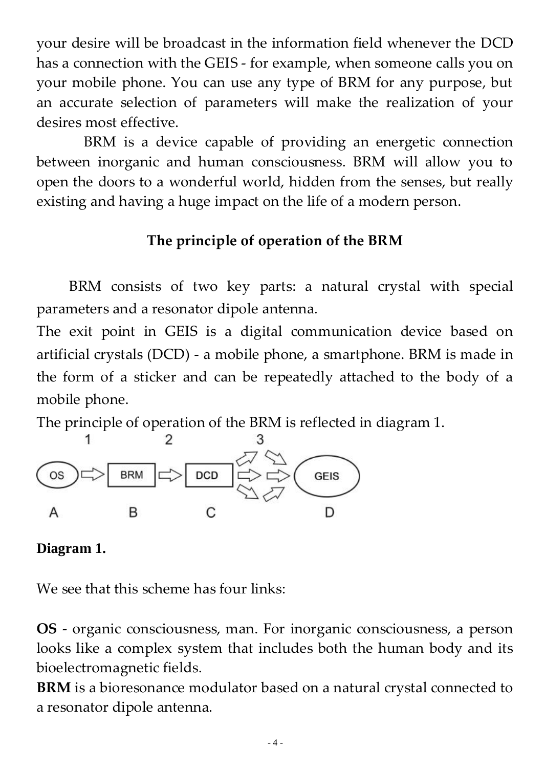your desire will be broadcast in the information field whenever the DCD has a connection with the GEIS - for example, when someone calls you on your mobile phone. You can use any type of BRM for any purpose, but an accurate selection of parameters will make the realization of your desires most effective.

BRM is a device capable of providing an energetic connection between inorganic and human consciousness. BRM will allow you to open the doors to a wonderful world, hidden from the senses, but really existing and having a huge impact on the life of a modern person.

## The principle of operation of the BRM

BRM consists of two key parts: a natural crystal with special parameters and a resonator dipole antenna.

The exit point in GEIS is a digital communication device based on artificial crystals (DCD) - a mobile phone, a smartphone. BRM is made in the form of a sticker and can be repeatedly attached to the body of a mobile phone.

The principle of operation of the BRM is reflected in diagram 1.

```
     1           2            3
(OS) ⇨ [BRM] ⇨ [DCD] ⇨ ⇨ (GEIS)
 A        B        C            D
```

**Diagram 1.**

We see that this scheme has four links:

**OS** - organic consciousness, man. For inorganic consciousness, a person looks like a complex system that includes both the human body and its bioelectromagnetic fields.

**BRM** is a bioresonance modulator based on a natural crystal connected to a resonator dipole antenna.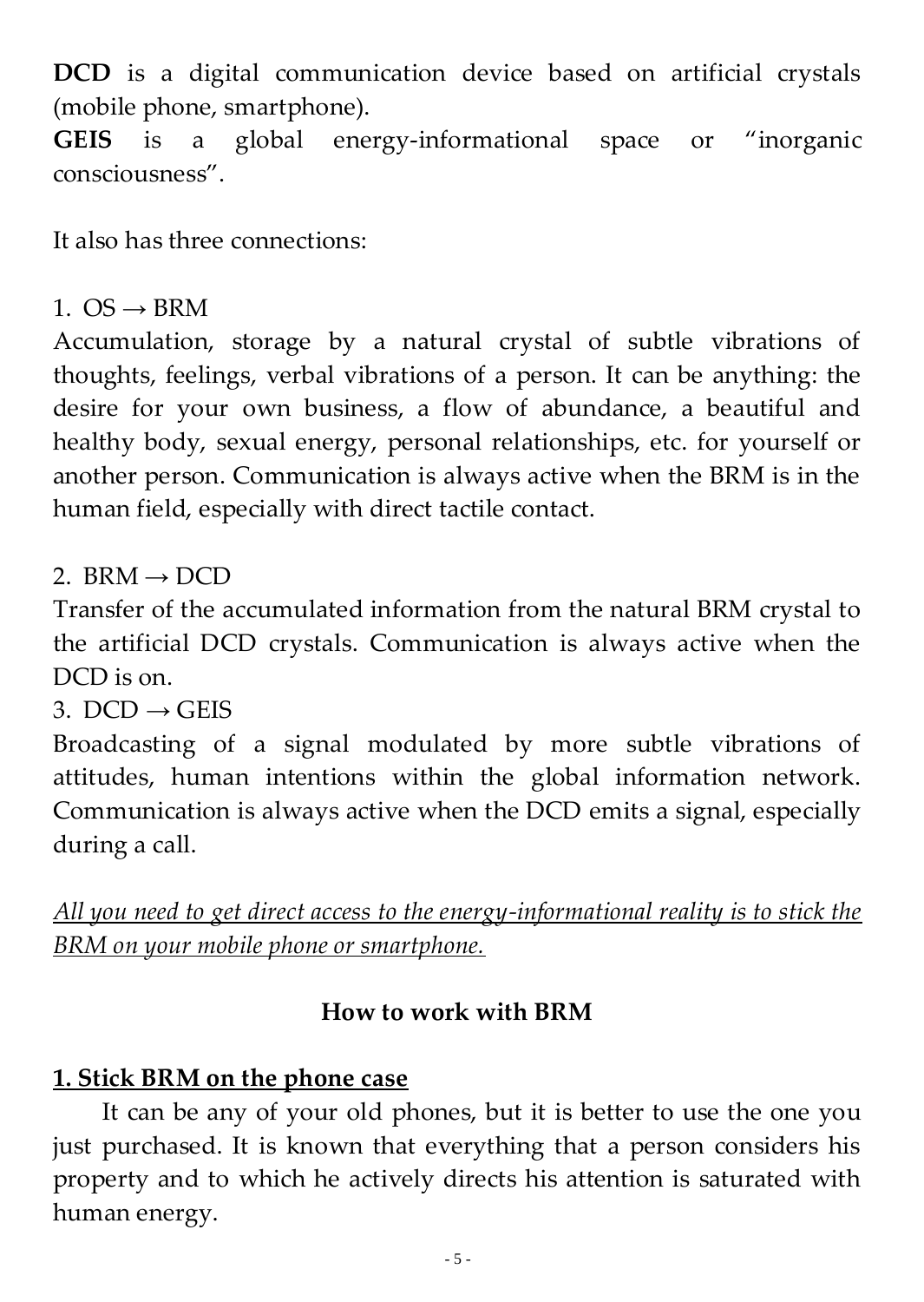**DCD** is a digital communication device based on artificial crystals (mobile phone, smartphone).
**GEIS** is a global energy-informational space or "inorganic consciousness".

It also has three connections:

1. OS → BRM
Accumulation, storage by a natural crystal of subtle vibrations of thoughts, feelings, verbal vibrations of a person. It can be anything: the desire for your own business, a flow of abundance, a beautiful and healthy body, sexual energy, personal relationships, etc. for yourself or another person. Communication is always active when the BRM is in the human field, especially with direct tactile contact.

2. BRM → DCD
Transfer of the accumulated information from the natural BRM crystal to the artificial DCD crystals. Communication is always active when the DCD is on.

3. DCD → GEIS
Broadcasting of a signal modulated by more subtle vibrations of attitudes, human intentions within the global information network. Communication is always active when the DCD emits a signal, especially during a call.

*All you need to get direct access to the energy-informational reality is to stick the BRM on your mobile phone or smartphone.*

## How to work with BRM

**1. Stick BRM on the phone case**

It can be any of your old phones, but it is better to use the one you just purchased. It is known that everything that a person considers his property and to which he actively directs his attention is saturated with human energy.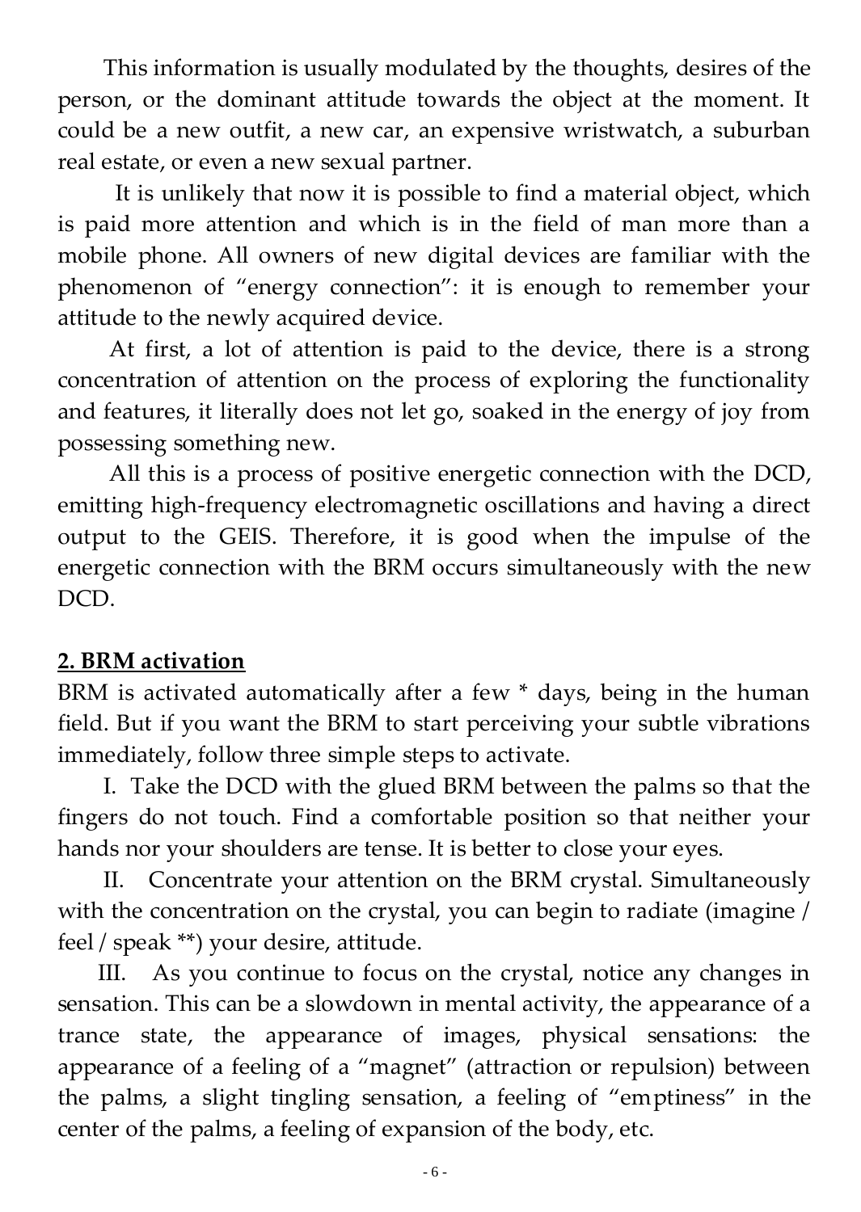This information is usually modulated by the thoughts, desires of the person, or the dominant attitude towards the object at the moment. It could be a new outfit, a new car, an expensive wristwatch, a suburban real estate, or even a new sexual partner.

It is unlikely that now it is possible to find a material object, which is paid more attention and which is in the field of man more than a mobile phone. All owners of new digital devices are familiar with the phenomenon of “energy connection”: it is enough to remember your attitude to the newly acquired device.

At first, a lot of attention is paid to the device, there is a strong concentration of attention on the process of exploring the functionality and features, it literally does not let go, soaked in the energy of joy from possessing something new.

All this is a process of positive energetic connection with the DCD, emitting high-frequency electromagnetic oscillations and having a direct output to the GEIS. Therefore, it is good when the impulse of the energetic connection with the BRM occurs simultaneously with the new DCD.

## 2. BRM activation

BRM is activated automatically after a few * days, being in the human field. But if you want the BRM to start perceiving your subtle vibrations immediately, follow three simple steps to activate.

I. Take the DCD with the glued BRM between the palms so that the fingers do not touch. Find a comfortable position so that neither your hands nor your shoulders are tense. It is better to close your eyes.

II. Concentrate your attention on the BRM crystal. Simultaneously with the concentration on the crystal, you can begin to radiate (imagine / feel / speak **) your desire, attitude.

III. As you continue to focus on the crystal, notice any changes in sensation. This can be a slowdown in mental activity, the appearance of a trance state, the appearance of images, physical sensations: the appearance of a feeling of a “magnet” (attraction or repulsion) between the palms, a slight tingling sensation, a feeling of “emptiness” in the center of the palms, a feeling of expansion of the body, etc.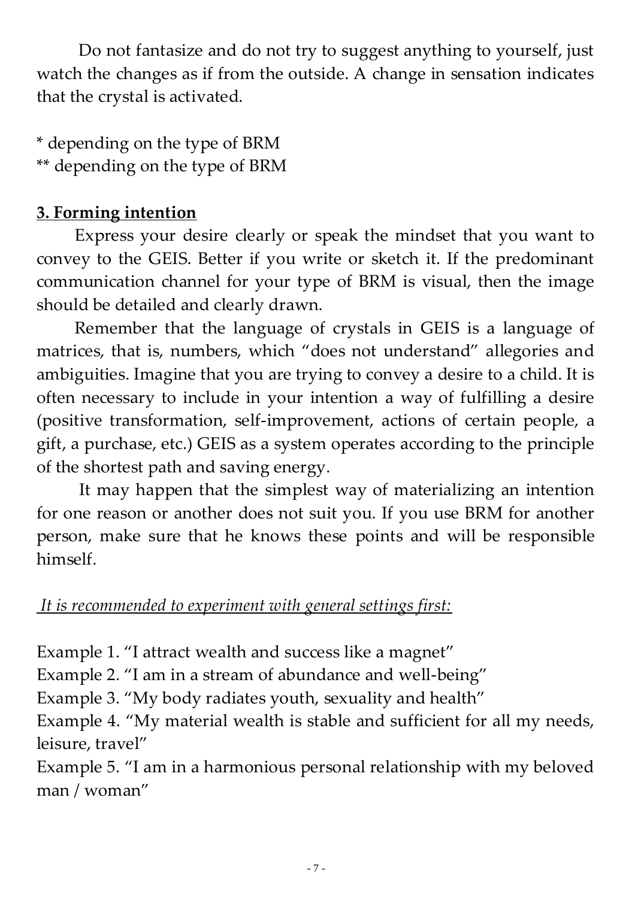Do not fantasize and do not try to suggest anything to yourself, just watch the changes as if from the outside. A change in sensation indicates that the crystal is activated.

* depending on the type of BRM
** depending on the type of BRM

### 3. Forming intention

Express your desire clearly or speak the mindset that you want to convey to the GEIS. Better if you write or sketch it. If the predominant communication channel for your type of BRM is visual, then the image should be detailed and clearly drawn.

Remember that the language of crystals in GEIS is a language of matrices, that is, numbers, which "does not understand" allegories and ambiguities. Imagine that you are trying to convey a desire to a child. It is often necessary to include in your intention a way of fulfilling a desire (positive transformation, self-improvement, actions of certain people, a gift, a purchase, etc.) GEIS as a system operates according to the principle of the shortest path and saving energy.

It may happen that the simplest way of materializing an intention for one reason or another does not suit you. If you use BRM for another person, make sure that he knows these points and will be responsible himself.

*It is recommended to experiment with general settings first:*

Example 1. "I attract wealth and success like a magnet"
Example 2. "I am in a stream of abundance and well-being"
Example 3. "My body radiates youth, sexuality and health"
Example 4. "My material wealth is stable and sufficient for all my needs, leisure, travel"
Example 5. "I am in a harmonious personal relationship with my beloved man / woman"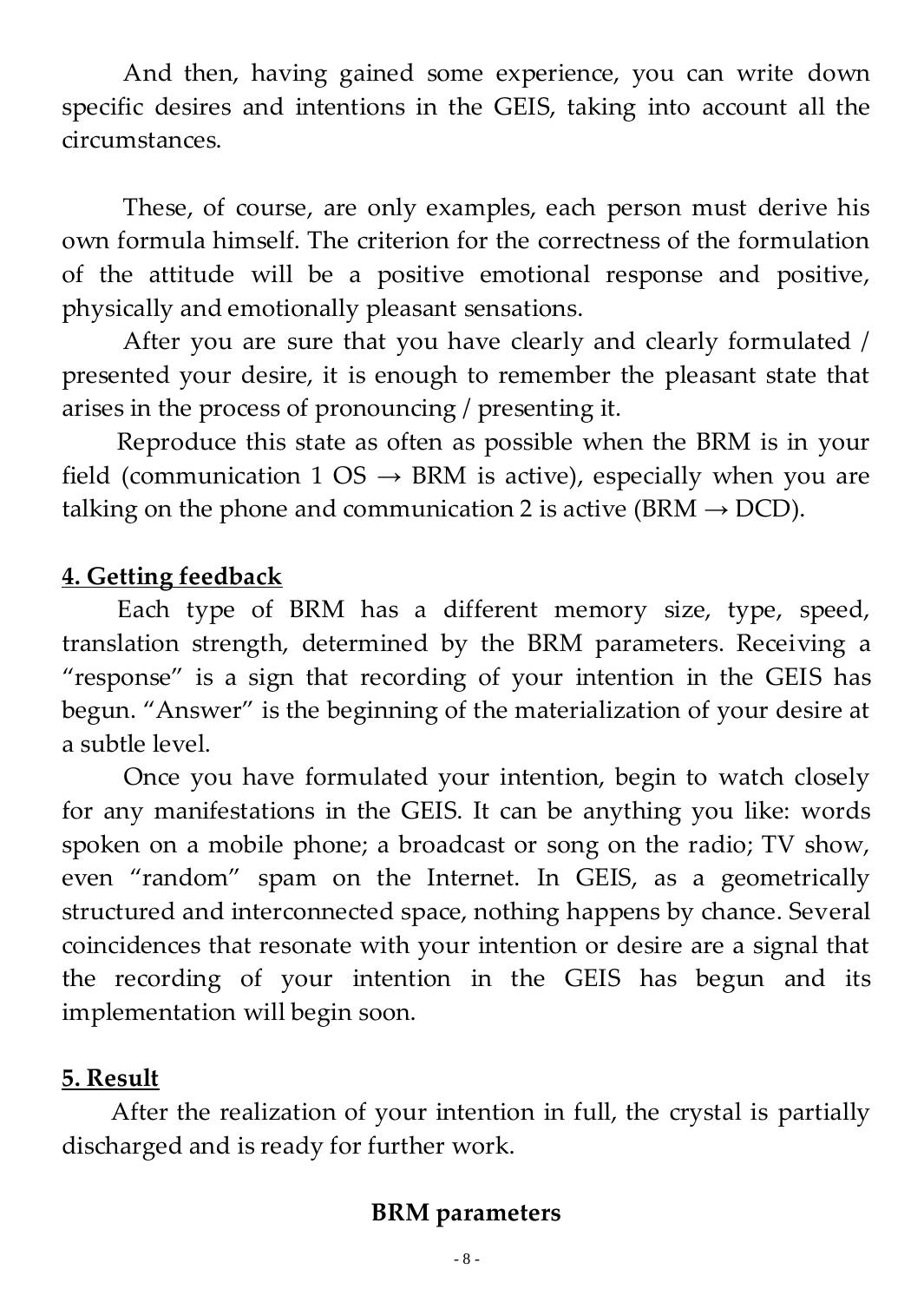And then, having gained some experience, you can write down specific desires and intentions in the GEIS, taking into account all the circumstances.

These, of course, are only examples, each person must derive his own formula himself. The criterion for the correctness of the formulation of the attitude will be a positive emotional response and positive, physically and emotionally pleasant sensations.

After you are sure that you have clearly and clearly formulated / presented your desire, it is enough to remember the pleasant state that arises in the process of pronouncing / presenting it.

Reproduce this state as often as possible when the BRM is in your field (communication 1 OS → BRM is active), especially when you are talking on the phone and communication 2 is active (BRM → DCD).

**4. Getting feedback**

Each type of BRM has a different memory size, type, speed, translation strength, determined by the BRM parameters. Receiving a "response" is a sign that recording of your intention in the GEIS has begun. "Answer" is the beginning of the materialization of your desire at a subtle level.

Once you have formulated your intention, begin to watch closely for any manifestations in the GEIS. It can be anything you like: words spoken on a mobile phone; a broadcast or song on the radio; TV show, even "random" spam on the Internet. In GEIS, as a geometrically structured and interconnected space, nothing happens by chance. Several coincidences that resonate with your intention or desire are a signal that the recording of your intention in the GEIS has begun and its implementation will begin soon.

**5. Result**

After the realization of your intention in full, the crystal is partially discharged and is ready for further work.

**BRM parameters**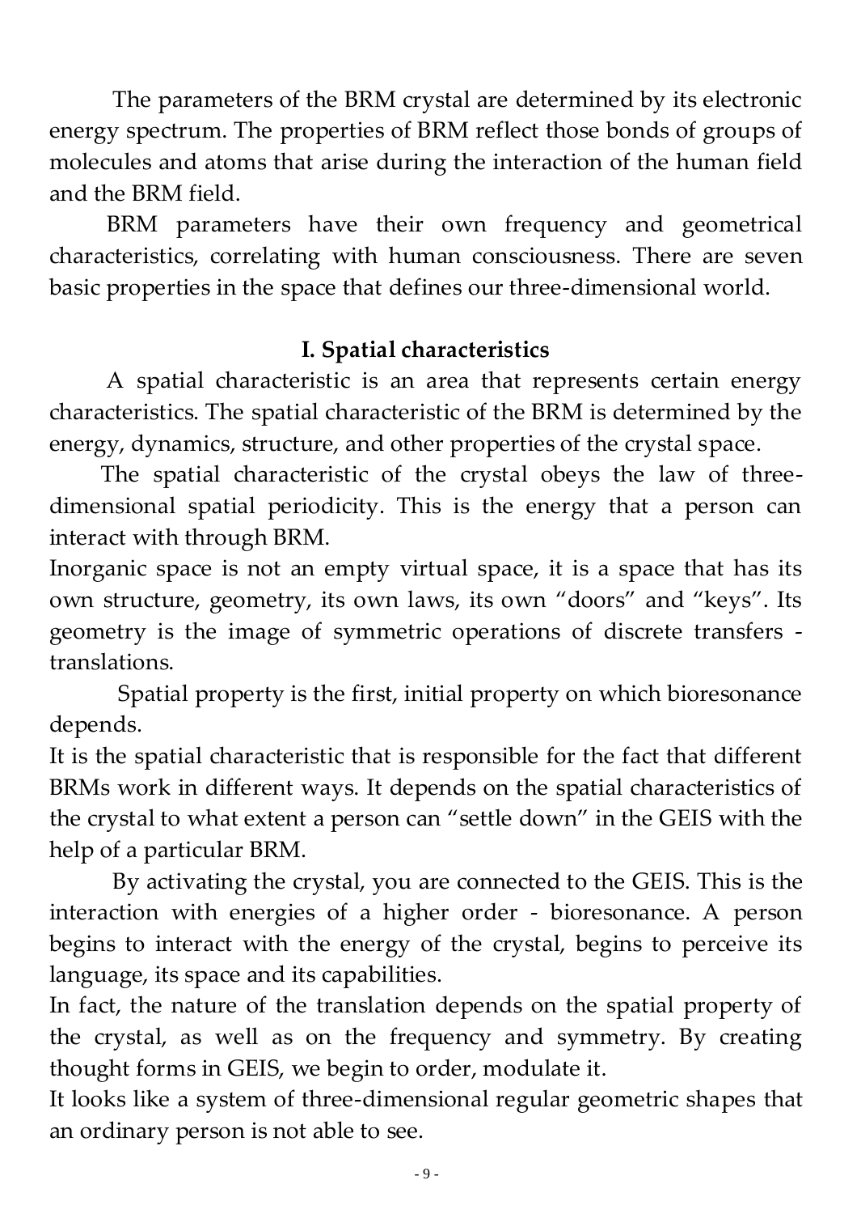The parameters of the BRM crystal are determined by its electronic energy spectrum. The properties of BRM reflect those bonds of groups of molecules and atoms that arise during the interaction of the human field and the BRM field.

BRM parameters have their own frequency and geometrical characteristics, correlating with human consciousness. There are seven basic properties in the space that defines our three-dimensional world.

## I. Spatial characteristics

A spatial characteristic is an area that represents certain energy characteristics. The spatial characteristic of the BRM is determined by the energy, dynamics, structure, and other properties of the crystal space.

The spatial characteristic of the crystal obeys the law of three-dimensional spatial periodicity. This is the energy that a person can interact with through BRM.

Inorganic space is not an empty virtual space, it is a space that has its own structure, geometry, its own laws, its own "doors" and "keys". Its geometry is the image of symmetric operations of discrete transfers - translations.

Spatial property is the first, initial property on which bioresonance depends.

It is the spatial characteristic that is responsible for the fact that different BRMs work in different ways. It depends on the spatial characteristics of the crystal to what extent a person can "settle down" in the GEIS with the help of a particular BRM.

By activating the crystal, you are connected to the GEIS. This is the interaction with energies of a higher order - bioresonance. A person begins to interact with the energy of the crystal, begins to perceive its language, its space and its capabilities.

In fact, the nature of the translation depends on the spatial property of the crystal, as well as on the frequency and symmetry. By creating thought forms in GEIS, we begin to order, modulate it.

It looks like a system of three-dimensional regular geometric shapes that an ordinary person is not able to see.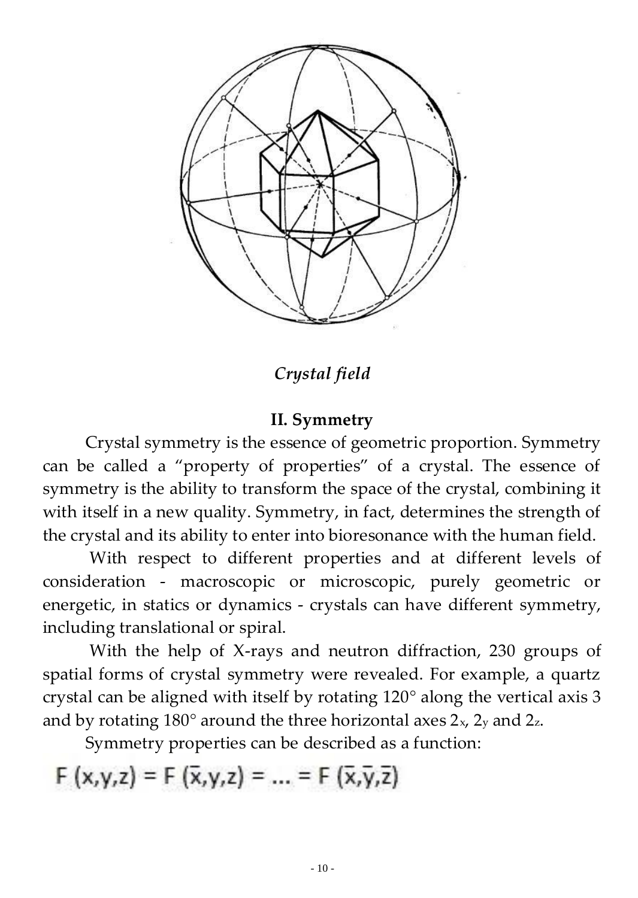*Crystal field*

## II. Symmetry

Crystal symmetry is the essence of geometric proportion. Symmetry can be called a “property of properties” of a crystal. The essence of symmetry is the ability to transform the space of the crystal, combining it with itself in a new quality. Symmetry, in fact, determines the strength of the crystal and its ability to enter into bioresonance with the human field.

With respect to different properties and at different levels of consideration - macroscopic or microscopic, purely geometric or energetic, in statics or dynamics - crystals can have different symmetry, including translational or spiral.

With the help of X-rays and neutron diffraction, 230 groups of spatial forms of crystal symmetry were revealed. For example, a quartz crystal can be aligned with itself by rotating 120° along the vertical axis 3 and by rotating 180° around the three horizontal axes $2_x$, $2_y$ and $2_z$.

Symmetry properties can be described as a function:

$$F(x,y,z) = F(\bar{x},y,z) = \ldots = F(\bar{x},\bar{y},\bar{z})$$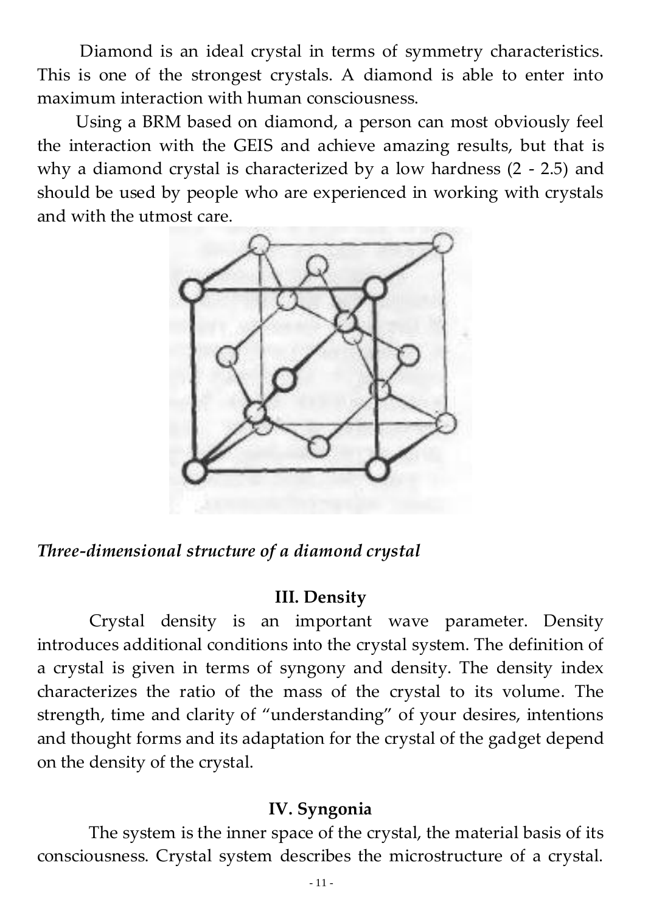Diamond is an ideal crystal in terms of symmetry characteristics. This is one of the strongest crystals. A diamond is able to enter into maximum interaction with human consciousness.

Using a BRM based on diamond, a person can most obviously feel the interaction with the GEIS and achieve amazing results, but that is why a diamond crystal is characterized by a low hardness (2 - 2.5) and should be used by people who are experienced in working with crystals and with the utmost care.

*Three-dimensional structure of a diamond crystal*

### III. Density

Crystal density is an important wave parameter. Density introduces additional conditions into the crystal system. The definition of a crystal is given in terms of syngony and density. The density index characterizes the ratio of the mass of the crystal to its volume. The strength, time and clarity of "understanding" of your desires, intentions and thought forms and its adaptation for the crystal of the gadget depend on the density of the crystal.

### IV. Syngonia

The system is the inner space of the crystal, the material basis of its consciousness. Crystal system describes the microstructure of a crystal.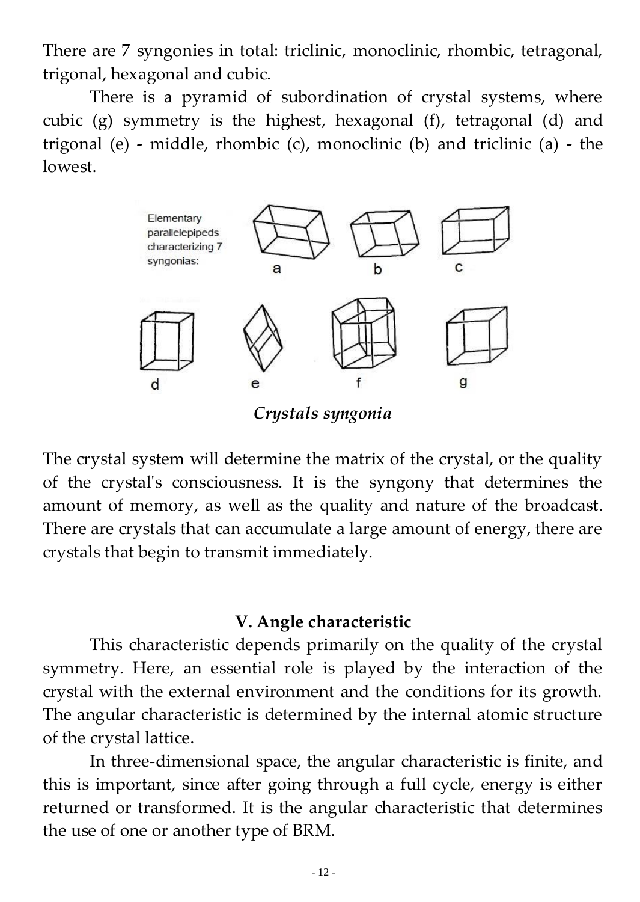There are 7 syngonies in total: triclinic, monoclinic, rhombic, tetragonal, trigonal, hexagonal and cubic.

There is a pyramid of subordination of crystal systems, where cubic (g) symmetry is the highest, hexagonal (f), tetragonal (d) and trigonal (e) - middle, rhombic (c), monoclinic (b) and triclinic (a) - the lowest.

Elementary parallelepipeds characterizing 7 syngonias:

a b c

d e f g

*Crystals syngonia*

The crystal system will determine the matrix of the crystal, or the quality of the crystal's consciousness. It is the syngony that determines the amount of memory, as well as the quality and nature of the broadcast. There are crystals that can accumulate a large amount of energy, there are crystals that begin to transmit immediately.

## V. Angle characteristic

This characteristic depends primarily on the quality of the crystal symmetry. Here, an essential role is played by the interaction of the crystal with the external environment and the conditions for its growth. The angular characteristic is determined by the internal atomic structure of the crystal lattice.

In three-dimensional space, the angular characteristic is finite, and this is important, since after going through a full cycle, energy is either returned or transformed. It is the angular characteristic that determines the use of one or another type of BRM.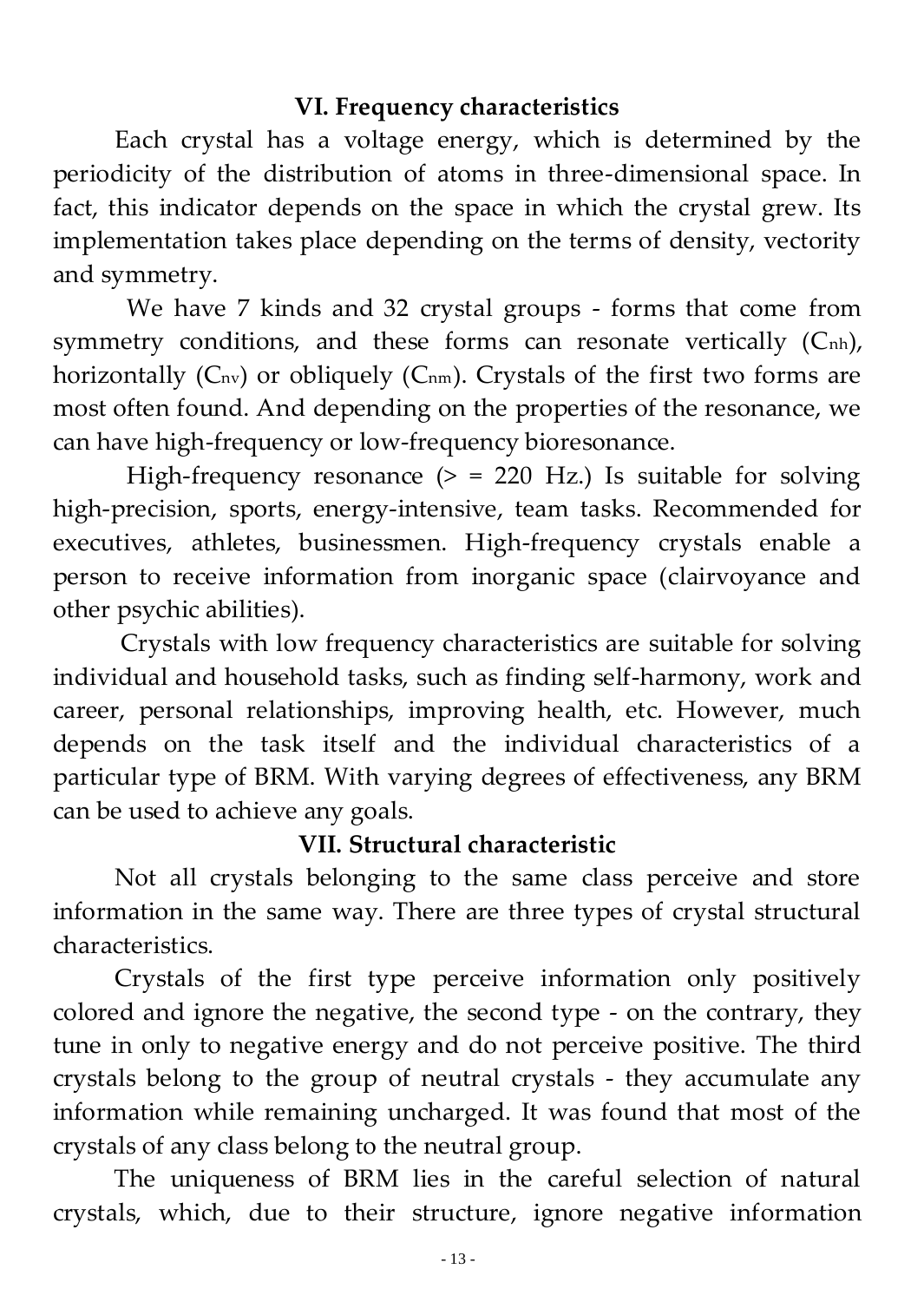## VI. Frequency characteristics

Each crystal has a voltage energy, which is determined by the periodicity of the distribution of atoms in three-dimensional space. In fact, this indicator depends on the space in which the crystal grew. Its implementation takes place depending on the terms of density, vectority and symmetry.

We have 7 kinds and 32 crystal groups - forms that come from symmetry conditions, and these forms can resonate vertically ($C_{nh}$), horizontally ($C_{nv}$) or obliquely ($C_{nm}$). Crystals of the first two forms are most often found. And depending on the properties of the resonance, we can have high-frequency or low-frequency bioresonance.

High-frequency resonance (> = 220 Hz.) Is suitable for solving high-precision, sports, energy-intensive, team tasks. Recommended for executives, athletes, businessmen. High-frequency crystals enable a person to receive information from inorganic space (clairvoyance and other psychic abilities).

Crystals with low frequency characteristics are suitable for solving individual and household tasks, such as finding self-harmony, work and career, personal relationships, improving health, etc. However, much depends on the task itself and the individual characteristics of a particular type of BRM. With varying degrees of effectiveness, any BRM can be used to achieve any goals.

## VII. Structural characteristic

Not all crystals belonging to the same class perceive and store information in the same way. There are three types of crystal structural characteristics.

Crystals of the first type perceive information only positively colored and ignore the negative, the second type - on the contrary, they tune in only to negative energy and do not perceive positive. The third crystals belong to the group of neutral crystals - they accumulate any information while remaining uncharged. It was found that most of the crystals of any class belong to the neutral group.

The uniqueness of BRM lies in the careful selection of natural crystals, which, due to their structure, ignore negative information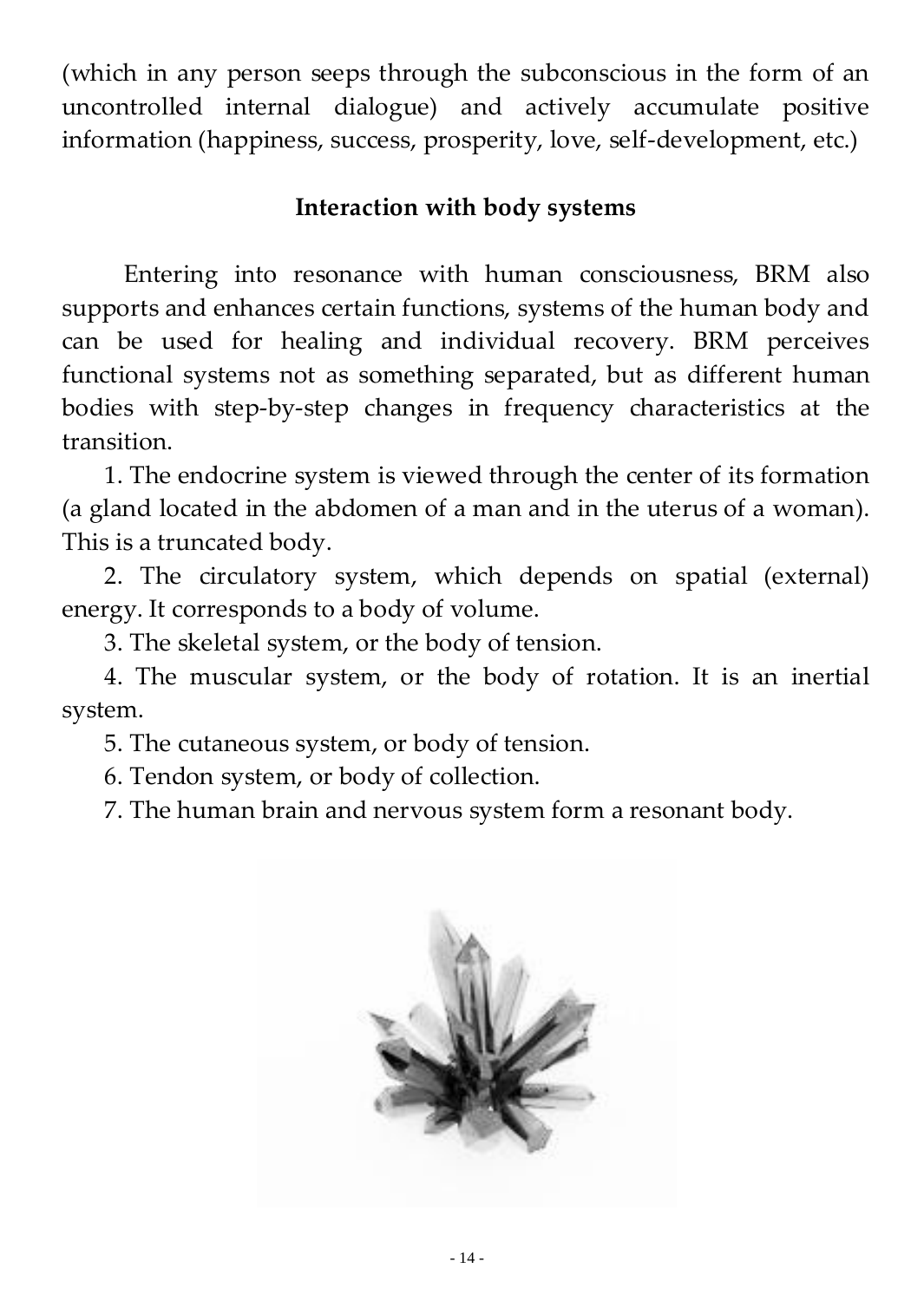(which in any person seeps through the subconscious in the form of an uncontrolled internal dialogue) and actively accumulate positive information (happiness, success, prosperity, love, self-development, etc.)

## Interaction with body systems

Entering into resonance with human consciousness, BRM also supports and enhances certain functions, systems of the human body and can be used for healing and individual recovery. BRM perceives functional systems not as something separated, but as different human bodies with step-by-step changes in frequency characteristics at the transition.

1. The endocrine system is viewed through the center of its formation (a gland located in the abdomen of a man and in the uterus of a woman). This is a truncated body.
2. The circulatory system, which depends on spatial (external) energy. It corresponds to a body of volume.
3. The skeletal system, or the body of tension.
4. The muscular system, or the body of rotation. It is an inertial system.
5. The cutaneous system, or body of tension.
6. Tendon system, or body of collection.
7. The human brain and nervous system form a resonant body.